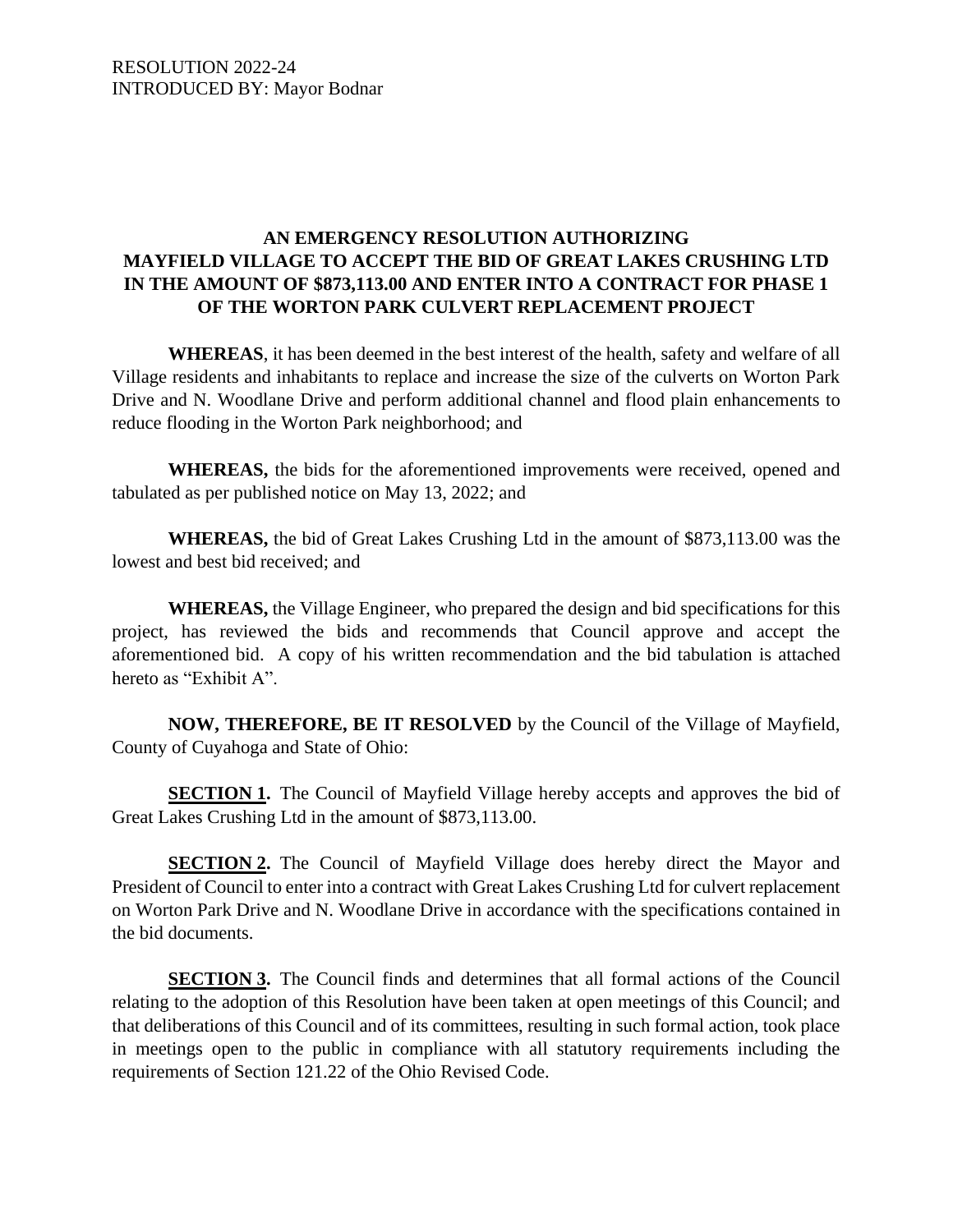RESOLUTION 2022-24
INTRODUCED BY: Mayor Bodnar

# AN EMERGENCY RESOLUTION AUTHORIZING MAYFIELD VILLAGE TO ACCEPT THE BID OF GREAT LAKES CRUSHING LTD IN THE AMOUNT OF $873,113.00 AND ENTER INTO A CONTRACT FOR PHASE 1 OF THE WORTON PARK CULVERT REPLACEMENT PROJECT

**WHEREAS**, it has been deemed in the best interest of the health, safety and welfare of all Village residents and inhabitants to replace and increase the size of the culverts on Worton Park Drive and N. Woodlane Drive and perform additional channel and flood plain enhancements to reduce flooding in the Worton Park neighborhood; and

**WHEREAS,** the bids for the aforementioned improvements were received, opened and tabulated as per published notice on May 13, 2022; and

**WHEREAS,** the bid of Great Lakes Crushing Ltd in the amount of $873,113.00 was the lowest and best bid received; and

**WHEREAS,** the Village Engineer, who prepared the design and bid specifications for this project, has reviewed the bids and recommends that Council approve and accept the aforementioned bid. A copy of his written recommendation and the bid tabulation is attached hereto as "Exhibit A".

**NOW, THEREFORE, BE IT RESOLVED** by the Council of the Village of Mayfield, County of Cuyahoga and State of Ohio:

**SECTION 1.** The Council of Mayfield Village hereby accepts and approves the bid of Great Lakes Crushing Ltd in the amount of $873,113.00.

**SECTION 2.** The Council of Mayfield Village does hereby direct the Mayor and President of Council to enter into a contract with Great Lakes Crushing Ltd for culvert replacement on Worton Park Drive and N. Woodlane Drive in accordance with the specifications contained in the bid documents.

**SECTION 3.** The Council finds and determines that all formal actions of the Council relating to the adoption of this Resolution have been taken at open meetings of this Council; and that deliberations of this Council and of its committees, resulting in such formal action, took place in meetings open to the public in compliance with all statutory requirements including the requirements of Section 121.22 of the Ohio Revised Code.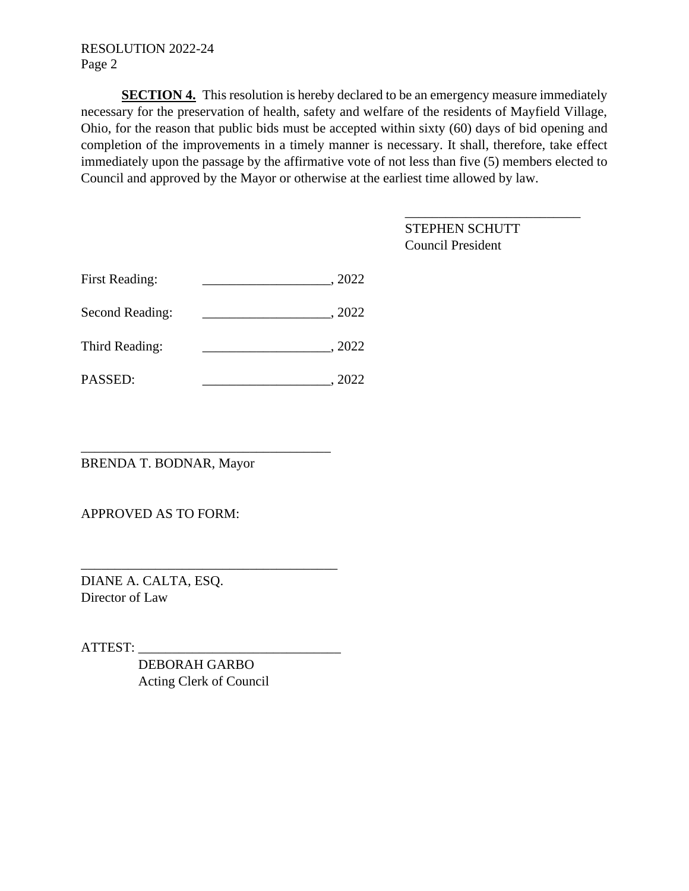**SECTION 4.** This resolution is hereby declared to be an emergency measure immediately necessary for the preservation of health, safety and welfare of the residents of Mayfield Village, Ohio, for the reason that public bids must be accepted within sixty (60) days of bid opening and completion of the improvements in a timely manner is necessary. It shall, therefore, take effect immediately upon the passage by the affirmative vote of not less than five (5) members elected to Council and approved by the Mayor or otherwise at the earliest time allowed by law.

\_\_\_\_\_\_\_\_\_\_\_\_\_\_\_\_\_\_\_\_\_\_\_\_\_\_
STEPHEN SCHUTT
Council President

First Reading: \_\_\_\_\_\_\_\_\_\_\_\_\_\_\_\_\_\_\_, 2022

Second Reading: \_\_\_\_\_\_\_\_\_\_\_\_\_\_\_\_\_\_\_, 2022

Third Reading: \_\_\_\_\_\_\_\_\_\_\_\_\_\_\_\_\_\_\_, 2022

PASSED: \_\_\_\_\_\_\_\_\_\_\_\_\_\_\_\_\_\_\_, 2022

\_\_\_\_\_\_\_\_\_\_\_\_\_\_\_\_\_\_\_\_\_\_\_\_\_\_\_\_\_\_\_\_\_\_\_\_\_
BRENDA T. BODNAR, Mayor

APPROVED AS TO FORM:

\_\_\_\_\_\_\_\_\_\_\_\_\_\_\_\_\_\_\_\_\_\_\_\_\_\_\_\_\_\_\_\_\_\_\_\_\_
DIANE A. CALTA, ESQ.
Director of Law

ATTEST: \_\_\_\_\_\_\_\_\_\_\_\_\_\_\_\_\_\_\_\_\_\_\_\_\_\_\_\_\_\_
DEBORAH GARBO
Acting Clerk of Council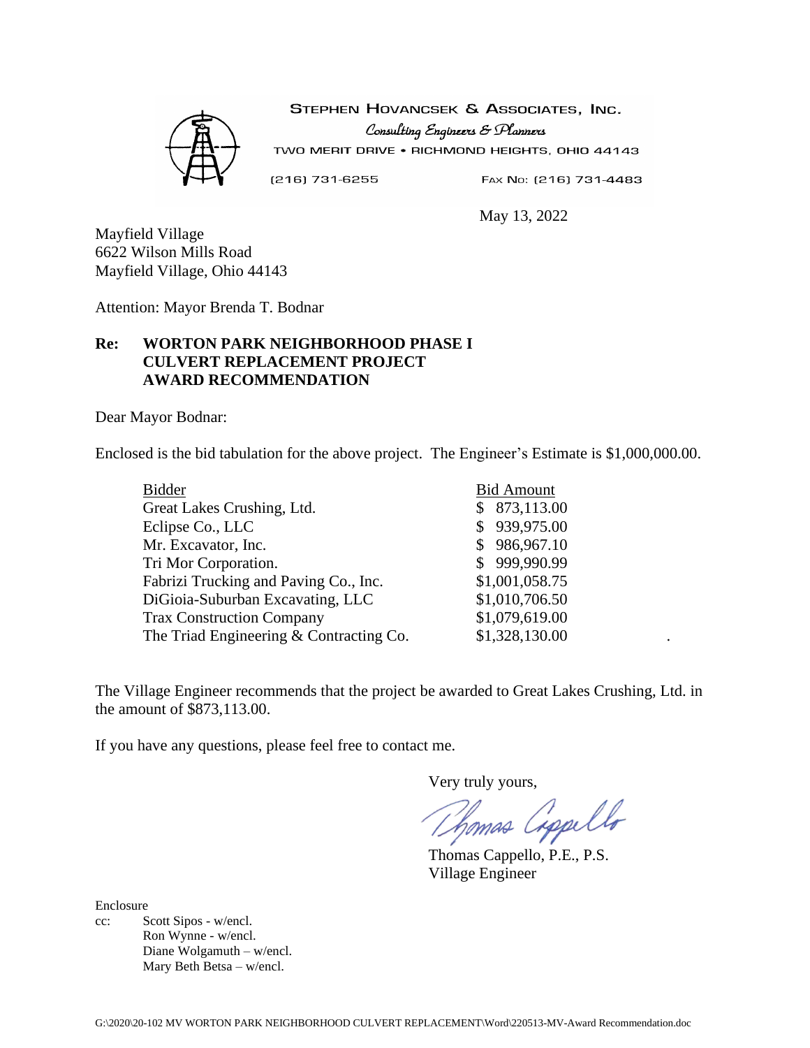STEPHEN HOVANCSEK & ASSOCIATES, INC.
*Consulting Engineers & Planners*
TWO MERIT DRIVE • RICHMOND HEIGHTS, OHIO 44143
(216) 731-6255 FAX NO: (216) 731-4483

May 13, 2022

Mayfield Village
6622 Wilson Mills Road
Mayfield Village, Ohio 44143

Attention: Mayor Brenda T. Bodnar

**Re: WORTON PARK NEIGHBORHOOD PHASE I CULVERT REPLACEMENT PROJECT AWARD RECOMMENDATION**

Dear Mayor Bodnar:

Enclosed is the bid tabulation for the above project. The Engineer's Estimate is $1,000,000.00.

| Bidder | Bid Amount |
|---|---|
| Great Lakes Crushing, Ltd. | $ 873,113.00 |
| Eclipse Co., LLC | $ 939,975.00 |
| Mr. Excavator, Inc. | $ 986,967.10 |
| Tri Mor Corporation. | $ 999,990.99 |
| Fabrizi Trucking and Paving Co., Inc. | $1,001,058.75 |
| DiGioia-Suburban Excavating, LLC | $1,010,706.50 |
| Trax Construction Company | $1,079,619.00 |
| The Triad Engineering & Contracting Co. | $1,328,130.00 |

The Village Engineer recommends that the project be awarded to Great Lakes Crushing, Ltd. in the amount of $873,113.00.

If you have any questions, please feel free to contact me.

Very truly yours,

Thomas Cappello, P.E., P.S.
Village Engineer

Enclosure
cc: Scott Sipos - w/encl.
Ron Wynne - w/encl.
Diane Wolgamuth – w/encl.
Mary Beth Betsa – w/encl.

G:\2020\20-102 MV WORTON PARK NEIGHBORHOOD CULVERT REPLACEMENT\Word\220513-MV-Award Recommendation.doc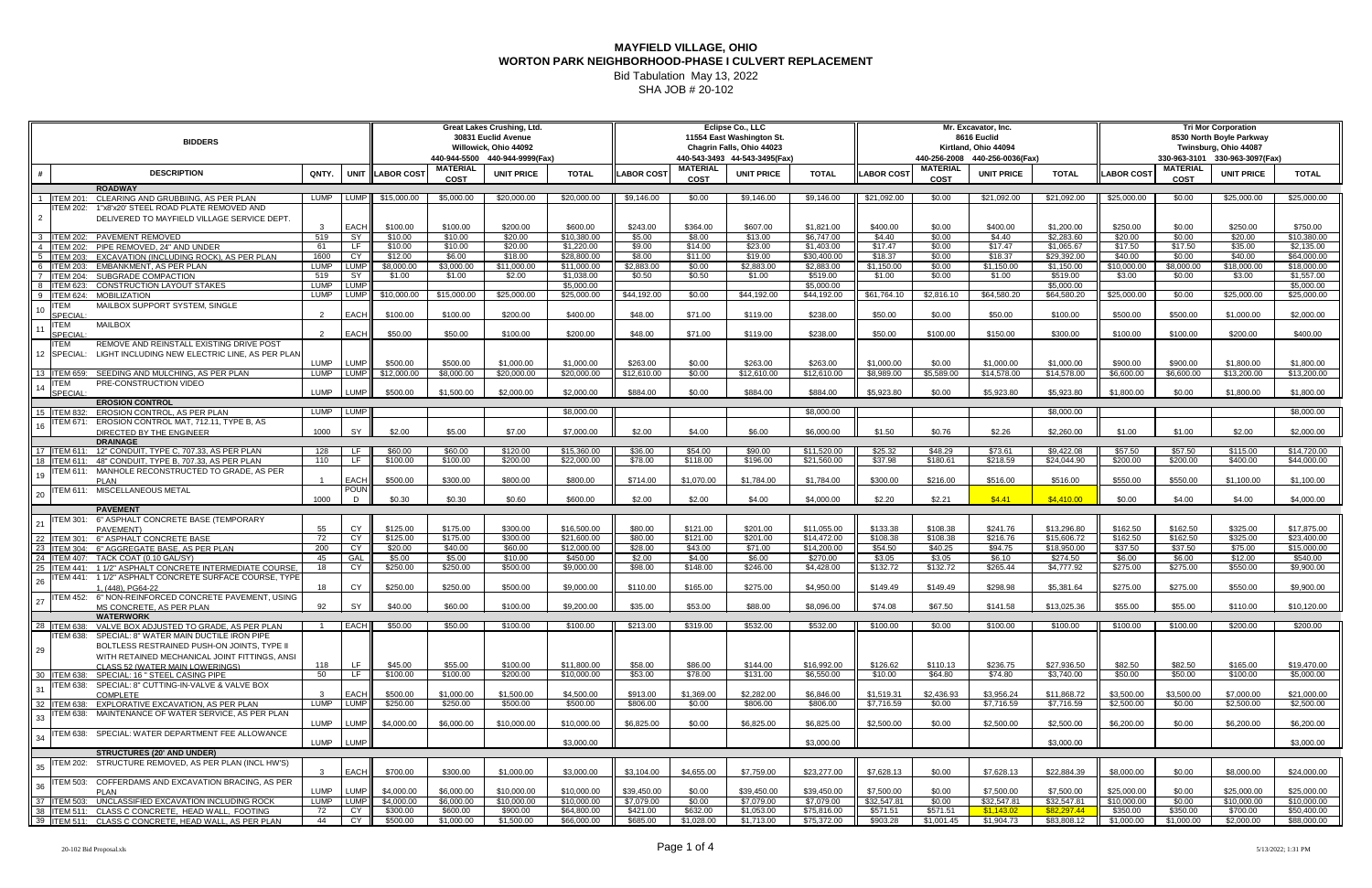# MAYFIELD VILLAGE, OHIO
## WORTON PARK NEIGHBORHOOD-PHASE I CULVERT REPLACEMENT

Bid Tabulation May 13, 2022
SHA JOB # 20-102

| # | BIDDERS / DESCRIPTION | QNTY. | UNIT | Great Lakes Crushing, Ltd. 30831 Euclid Avenue Willowick, Ohio 44092 440-944-5500 440-944-9999(Fax) LABOR COST | MATERIAL COST | UNIT PRICE | TOTAL | Eclipse Co., LLC 11554 East Washington St. Chagrin Falls, Ohio 44023 440-543-3493 44-543-3495(Fax) LABOR COST | MATERIAL COST | UNIT PRICE | TOTAL | Mr. Excavator, Inc. 8616 Euclid Kirtland, Ohio 44094 440-256-2008 440-256-0036(Fax) LABOR COST | MATERIAL COST | UNIT PRICE | TOTAL | Tri Mor Corporation 8530 North Boyle Parkway Twinsburg, Ohio 44087 330-963-3101 330-963-3097(Fax) LABOR COST | MATERIAL COST | UNIT PRICE | TOTAL |
|---|---|---|---|---|---|---|---|---|---|---|---|---|---|---|---|---|---|---|---|
| | **ROADWAY** | | | | | | | | | | | | | | | | | | |
| 1 | ITEM 201: CLEARING AND GRUBBIING, AS PER PLAN | LUMP | LUMP | $15,000.00 | $5,000.00 | $20,000.00 | $20,000.00 | $9,146.00 | $0.00 | $9,146.00 | $9,146.00 | $21,092.00 | $0.00 | $21,092.00 | $21,092.00 | $25,000.00 | $0.00 | $25,000.00 | $25,000.00 |
| 2 | ITEM 202: 1"x8'x20' STEEL ROAD PLATE REMOVED AND DELIVERED TO MAYFIELD VILLAGE SERVICE DEPT. | 3 | EACH | $100.00 | $100.00 | $200.00 | $600.00 | $243.00 | $364.00 | $607.00 | $1,821.00 | $400.00 | $0.00 | $400.00 | $1,200.00 | $250.00 | $0.00 | $250.00 | $750.00 |
| 3 | ITEM 202: PAVEMENT REMOVED | 519 | SY | $10.00 | $10.00 | $20.00 | $10,380.00 | $5.00 | $8.00 | $13.00 | $6,747.00 | $4.40 | $0.00 | $4.40 | $2,283.60 | $20.00 | $0.00 | $20.00 | $10,380.00 |
| 4 | ITEM 202: PIPE REMOVED, 24" AND UNDER | 61 | LF | $10.00 | $10.00 | $20.00 | $1,220.00 | $9.00 | $14.00 | $23.00 | $1,403.00 | $17.47 | $0.00 | $17.47 | $1,065.67 | $17.50 | $17.50 | $35.00 | $2,135.00 |
| 5 | ITEM 203: EXCAVATION (INCLUDING ROCK), AS PER PLAN | 1600 | CY | $12.00 | $6.00 | $18.00 | $28,800.00 | $8.00 | $11.00 | $19.00 | $30,400.00 | $18.37 | $0.00 | $18.37 | $29,392.00 | $40.00 | $0.00 | $40.00 | $64,000.00 |
| 6 | ITEM 203: EMBANKMENT, AS PER PLAN | LUMP | LUMP | $8,000.00 | $3,000.00 | $11,000.00 | $11,000.00 | $2,883.00 | $0.00 | $2,883.00 | $2,883.00 | $1,150.00 | $0.00 | $1,150.00 | $1,150.00 | $10,000.00 | $8,000.00 | $18,000.00 | $18,000.00 |
| 7 | ITEM 204: SUBGRADE COMPACTION | 519 | SY | $1.00 | $1.00 | $2.00 | $1,038.00 | $0.50 | $0.50 | $1.00 | $519.00 | $1.00 | $0.00 | $1.00 | $519.00 | $3.00 | $0.00 | $3.00 | $1,557.00 |
| 8 | ITEM 623: CONSTRUCTION LAYOUT STAKES | LUMP | LUMP | | | | $5,000.00 | | | | $5,000.00 | | | | $5,000.00 | | | | $5,000.00 |
| 9 | ITEM 624: MOBILIZATION | LUMP | LUMP | $10,000.00 | $15,000.00 | $25,000.00 | $25,000.00 | $44,192.00 | $0.00 | $44,192.00 | $44,192.00 | $61,764.10 | $2,816.10 | $64,580.20 | $64,580.20 | $25,000.00 | $0.00 | $25,000.00 | $25,000.00 |
| 10 | ITEM SPECIAL: MAILBOX SUPPORT SYSTEM, SINGLE | 2 | EACH | $100.00 | $100.00 | $200.00 | $400.00 | $48.00 | $71.00 | $119.00 | $238.00 | $50.00 | $0.00 | $50.00 | $100.00 | $500.00 | $500.00 | $1,000.00 | $2,000.00 |
| 11 | ITEM SPECIAL: MAILBOX | 2 | EACH | $50.00 | $50.00 | $100.00 | $200.00 | $48.00 | $71.00 | $119.00 | $238.00 | $50.00 | $100.00 | $150.00 | $300.00 | $100.00 | $100.00 | $200.00 | $400.00 |
| 12 | ITEM SPECIAL: REMOVE AND REINSTALL EXISTING DRIVE POST LIGHT INCLUDING NEW ELECTRIC LINE, AS PER PLAN | LUMP | LUMP | $500.00 | $500.00 | $1,000.00 | $1,000.00 | $263.00 | $0.00 | $263.00 | $263.00 | $1,000.00 | $0.00 | $1,000.00 | $1,000.00 | $900.00 | $900.00 | $1,800.00 | $1,800.00 |
| 13 | ITEM 659: SEEDING AND MULCHING, AS PER PLAN | LUMP | LUMP | $12,000.00 | $8,000.00 | $20,000.00 | $20,000.00 | $12,610.00 | $0.00 | $12,610.00 | $12,610.00 | $8,989.00 | $5,589.00 | $14,578.00 | $14,578.00 | $6,600.00 | $6,600.00 | $13,200.00 | $13,200.00 |
| 14 | ITEM SPECIAL: PRE-CONSTRUCTION VIDEO | LUMP | LUMP | $500.00 | $1,500.00 | $2,000.00 | $2,000.00 | $884.00 | $0.00 | $884.00 | $884.00 | $5,923.80 | $0.00 | $5,923.80 | $5,923.80 | $1,800.00 | $0.00 | $1,800.00 | $1,800.00 |
| | **EROSION CONTROL** | | | | | | | | | | | | | | | | | | |
| 15 | ITEM 832: EROSION CONTROL, AS PER PLAN | LUMP | LUMP | | | | $8,000.00 | | | | $8,000.00 | | | | $8,000.00 | | | | $8,000.00 |
| 16 | ITEM 671: EROSION CONTROL MAT, 712.11, TYPE B, AS DIRECTED BY THE ENGINEER | 1000 | SY | $2.00 | $5.00 | $7.00 | $7,000.00 | $2.00 | $4.00 | $6.00 | $6,000.00 | $1.50 | $0.76 | $2.26 | $2,260.00 | $1.00 | $1.00 | $2.00 | $2,000.00 |
| | **DRAINAGE** | | | | | | | | | | | | | | | | | | |
| 17 | ITEM 611: 12" CONDUIT, TYPE C, 707.33, AS PER PLAN | 128 | LF | $60.00 | $60.00 | $120.00 | $15,360.00 | $36.00 | $54.00 | $90.00 | $11,520.00 | $25.32 | $48.29 | $73.61 | $9,422.08 | $57.50 | $57.50 | $115.00 | $14,720.00 |
| 18 | ITEM 611: 48" CONDUIT, TYPE B, 707.33, AS PER PLAN | 110 | LF | $100.00 | $100.00 | $200.00 | $22,000.00 | $78.00 | $118.00 | $196.00 | $21,560.00 | $37.98 | $180.61 | $218.59 | $24,044.90 | $200.00 | $200.00 | $400.00 | $44,000.00 |
| 19 | ITEM 611: MANHOLE RECONSTRUCTED TO GRADE, AS PER PLAN | 1 | EACH | $500.00 | $300.00 | $800.00 | $800.00 | $714.00 | $1,070.00 | $1,784.00 | $1,784.00 | $300.00 | $216.00 | $516.00 | $516.00 | $550.00 | $550.00 | $1,100.00 | $1,100.00 |
| 20 | ITEM 611: MISCELLANEOUS METAL | 1000 | POUND | $0.30 | $0.30 | $0.60 | $600.00 | $2.00 | $2.00 | $4.00 | $4,000.00 | $2.20 | $2.21 | $4.41 | $4,410.00 | $0.00 | $4.00 | $4.00 | $4,000.00 |
| | **PAVEMENT** | | | | | | | | | | | | | | | | | | |
| 21 | ITEM 301: 6" ASPHALT CONCRETE BASE (TEMPORARY PAVEMENT) | 55 | CY | $125.00 | $175.00 | $300.00 | $16,500.00 | $80.00 | $121.00 | $201.00 | $11,055.00 | $133.38 | $108.38 | $241.76 | $13,296.80 | $162.50 | $162.50 | $325.00 | $17,875.00 |
| 22 | ITEM 301: 6" ASPHALT CONCRETE BASE | 72 | CY | $125.00 | $175.00 | $300.00 | $21,600.00 | $80.00 | $121.00 | $201.00 | $14,472.00 | $108.38 | $108.38 | $216.76 | $15,606.72 | $162.50 | $162.50 | $325.00 | $23,400.00 |
| 23 | ITEM 304: 6" AGGREGATE BASE, AS PER PLAN | 200 | CY | $20.00 | $40.00 | $60.00 | $12,000.00 | $28.00 | $43.00 | $71.00 | $14,200.00 | $54.50 | $40.25 | $94.75 | $18,950.00 | $37.50 | $37.50 | $75.00 | $15,000.00 |
| 24 | ITEM 407: TACK COAT (0.10 GAL/SY) | 45 | GAL | $5.00 | $5.00 | $10.00 | $450.00 | $2.00 | $4.00 | $6.00 | $270.00 | $3.05 | $3.05 | $6.10 | $274.50 | $6.00 | $6.00 | $12.00 | $540.00 |
| 25 | ITEM 441: 1 1/2" ASPHALT CONCRETE INTERMEDIATE COURSE, | 18 | CY | $250.00 | $250.00 | $500.00 | $9,000.00 | $98.00 | $148.00 | $246.00 | $4,428.00 | $132.72 | $132.72 | $265.44 | $4,777.92 | $275.00 | $275.00 | $550.00 | $9,900.00 |
| 26 | ITEM 441: 1 1/2" ASPHALT CONCRETE SURFACE COURSE, TYPE 1, (448), PG64-22 | 18 | CY | $250.00 | $250.00 | $500.00 | $9,000.00 | $110.00 | $165.00 | $275.00 | $4,950.00 | $149.49 | $149.49 | $298.98 | $5,381.64 | $275.00 | $275.00 | $550.00 | $9,900.00 |
| 27 | ITEM 452: 6" NON-REINFORCED CONCRETE PAVEMENT, USING MS CONCRETE, AS PER PLAN | 92 | SY | $40.00 | $60.00 | $100.00 | $9,200.00 | $35.00 | $53.00 | $88.00 | $8,096.00 | $74.08 | $67.50 | $141.58 | $13,025.36 | $55.00 | $55.00 | $110.00 | $10,120.00 |
| | **WATERWORK** | | | | | | | | | | | | | | | | | | |
| 28 | ITEM 638: VALVE BOX ADJUSTED TO GRADE, AS PER PLAN | 1 | EACH | $50.00 | $50.00 | $100.00 | $100.00 | $213.00 | $319.00 | $532.00 | $532.00 | $100.00 | $0.00 | $100.00 | $100.00 | $100.00 | $100.00 | $200.00 | $200.00 |
| 29 | ITEM 638: SPECIAL: 8" WATER MAIN DUCTILE IRON PIPE BOLTLESS RESTRAINED PUSH-ON JOINTS, TYPE II WITH RETAINED MECHANICAL JOINT FITTINGS, ANSI CLASS 52 (WATER MAIN LOWERINGS) | 118 | LF | $45.00 | $55.00 | $100.00 | $11,800.00 | $58.00 | $86.00 | $144.00 | $16,992.00 | $126.62 | $110.13 | $236.75 | $27,936.50 | $82.50 | $82.50 | $165.00 | $19,470.00 |
| 30 | ITEM 638: SPECIAL: 16 " STEEL CASING PIPE | 50 | LF | $100.00 | $100.00 | $200.00 | $10,000.00 | $53.00 | $78.00 | $131.00 | $6,550.00 | $10.00 | $64.80 | $74.80 | $3,740.00 | $50.00 | $50.00 | $100.00 | $5,000.00 |
| 31 | ITEM 638: SPECIAL: 8" CUTTING-IN-VALVE & VALVE BOX COMPLETE | 3 | EACH | $500.00 | $1,000.00 | $1,500.00 | $4,500.00 | $913.00 | $1,369.00 | $2,282.00 | $6,846.00 | $1,519.31 | $2,436.93 | $3,956.24 | $11,868.72 | $3,500.00 | $3,500.00 | $7,000.00 | $21,000.00 |
| 32 | ITEM 638: EXPLORATIVE EXCAVATION, AS PER PLAN | LUMP | LUMP | $250.00 | $250.00 | $500.00 | $500.00 | $806.00 | $0.00 | $806.00 | $806.00 | $7,716.59 | $0.00 | $7,716.59 | $7,716.59 | $2,500.00 | $0.00 | $2,500.00 | $2,500.00 |
| 33 | ITEM 638: MAINTENANCE OF WATER SERVICE, AS PER PLAN | LUMP | LUMP | $4,000.00 | $6,000.00 | $10,000.00 | $10,000.00 | $6,825.00 | $0.00 | $6,825.00 | $6,825.00 | $2,500.00 | $0.00 | $2,500.00 | $2,500.00 | $6,200.00 | $0.00 | $6,200.00 | $6,200.00 |
| 34 | ITEM 638: SPECIAL: WATER DEPARTMENT FEE ALLOWANCE | LUMP | LUMP | | | | $3,000.00 | | | | $3,000.00 | | | | $3,000.00 | | | | $3,000.00 |
| | **STRUCTURES (20' AND UNDER)** | | | | | | | | | | | | | | | | | | |
| 35 | ITEM 202: STRUCTURE REMOVED, AS PER PLAN (INCL HW'S) | 3 | EACH | $700.00 | $300.00 | $1,000.00 | $3,000.00 | $3,104.00 | $4,655.00 | $7,759.00 | $23,277.00 | $7,628.13 | $0.00 | $7,628.13 | $22,884.39 | $8,000.00 | $0.00 | $8,000.00 | $24,000.00 |
| 36 | ITEM 503: COFFERDAMS AND EXCAVATION BRACING, AS PER PLAN | LUMP | LUMP | $4,000.00 | $6,000.00 | $10,000.00 | $10,000.00 | $39,450.00 | $0.00 | $39,450.00 | $39,450.00 | $7,500.00 | $0.00 | $7,500.00 | $7,500.00 | $25,000.00 | $0.00 | $25,000.00 | $25,000.00 |
| 37 | ITEM 503: UNCLASSIFIED EXCAVATION INCLUDING ROCK | LUMP | LUMP | $4,000.00 | $6,000.00 | $10,000.00 | $10,000.00 | $7,079.00 | $0.00 | $7,079.00 | $7,079.00 | $32,547.81 | $0.00 | $32,547.81 | $32,547.81 | $10,000.00 | $0.00 | $10,000.00 | $10,000.00 |
| 38 | ITEM 511: CLASS C CONCRETE, HEAD WALL, FOOTING | 72 | CY | $300.00 | $600.00 | $900.00 | $64,800.00 | $421.00 | $632.00 | $1,053.00 | $75,816.00 | $571.51 | $571.51 | $1,143.02 | $82,297.44 | $350.00 | $350.00 | $700.00 | $50,400.00 |
| 39 | ITEM 511: CLASS C CONCRETE, HEAD WALL, AS PER PLAN | 44 | CY | $500.00 | $1,000.00 | $1,500.00 | $66,000.00 | $685.00 | $1,028.00 | $1,713.00 | $75,372.00 | $903.28 | $1,001.45 | $1,904.73 | $83,808.12 | $1,000.00 | $1,000.00 | $2,000.00 | $88,000.00 |

20-102 Bid Proposal.xls 5/13/2022; 1:31 PM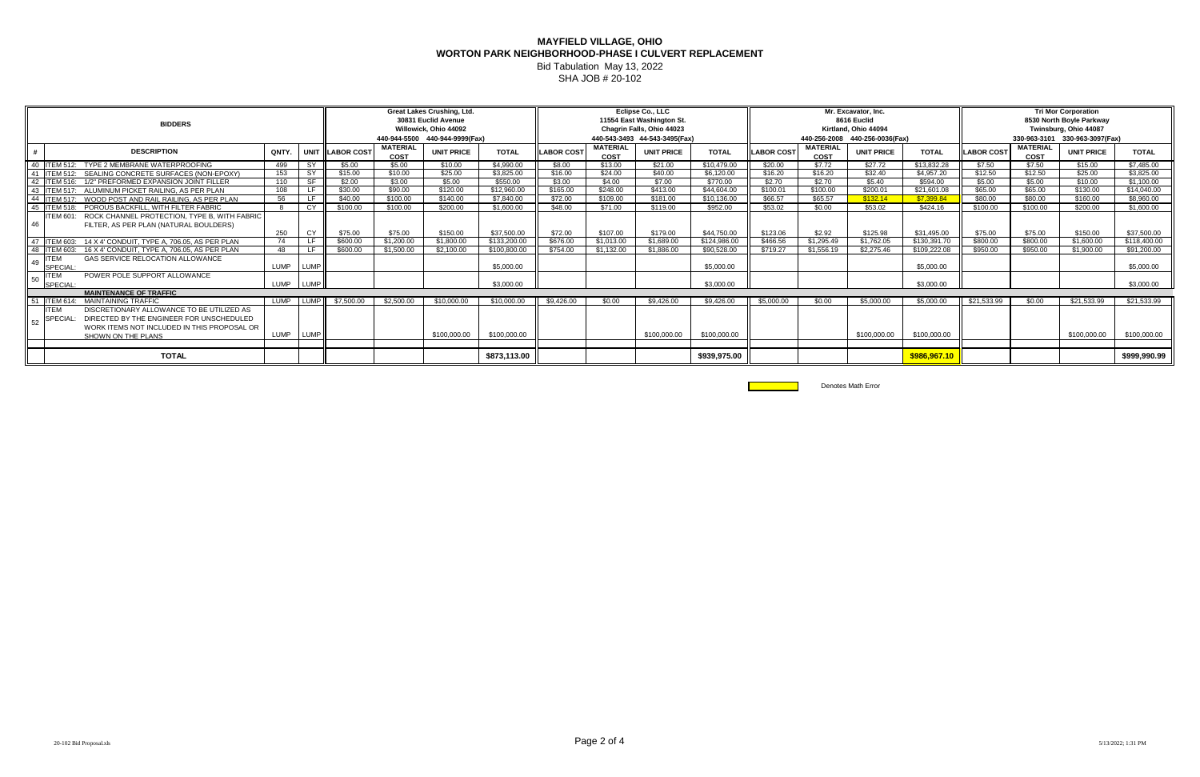# MAYFIELD VILLAGE, OHIO

## WORTON PARK NEIGHBORHOOD-PHASE I CULVERT REPLACEMENT

Bid Tabulation May 13, 2022

SHA JOB # 20-102

| BIDDERS | | | | Great Lakes Crushing, Ltd. 30831 Euclid Avenue Willowick, Ohio 44092 440-944-5500 440-944-9999(Fax) | | | | Eclipse Co., LLC 11554 East Washington St. Chagrin Falls, Ohio 44023 440-543-3493 44-543-3495(Fax) | | | | Mr. Excavator, Inc. 8616 Euclid Kirtland, Ohio 44094 440-256-2008 440-256-0036(Fax) | | | | Tri Mor Corporation 8530 North Boyle Parkway Twinsburg, Ohio 44087 330-963-3101 330-963-3097(Fax) | | | |
|---|---|---|---|---|---|---|---|---|---|---|---|---|---|---|---|---|---|---|---|
| # | DESCRIPTION | QNTY. | UNIT | LABOR COST | MATERIAL COST | UNIT PRICE | TOTAL | LABOR COST | MATERIAL COST | UNIT PRICE | TOTAL | LABOR COST | MATERIAL COST | UNIT PRICE | TOTAL | LABOR COST | MATERIAL COST | UNIT PRICE | TOTAL |
| 40 | ITEM 512: TYPE 2 MEMBRANE WATERPROOFING | 499 | SY | $5.00 | $5.00 | $10.00 | $4,990.00 | $8.00 | $13.00 | $21.00 | $10,479.00 | $20.00 | $7.72 | $27.72 | $13,832.28 | $7.50 | $7.50 | $15.00 | $7,485.00 |
| 41 | ITEM 512: SEALING CONCRETE SURFACES (NON-EPOXY) | 153 | SY | $15.00 | $10.00 | $25.00 | $3,825.00 | $16.00 | $24.00 | $40.00 | $6,120.00 | $16.20 | $16.20 | $32.40 | $4,957.20 | $12.50 | $12.50 | $25.00 | $3,825.00 |
| 42 | ITEM 516: 1/2" PREFORMED EXPANSION JOINT FILLER | 110 | SF | $2.00 | $3.00 | $5.00 | $550.00 | $3.00 | $4.00 | $7.00 | $770.00 | $2.70 | $2.70 | $5.40 | $594.00 | $5.00 | $5.00 | $10.00 | $1,100.00 |
| 43 | ITEM 517: ALUMINUM PICKET RAILING, AS PER PLAN | 108 | LF | $30.00 | $90.00 | $120.00 | $12,960.00 | $165.00 | $248.00 | $413.00 | $44,604.00 | $100.01 | $100.00 | $200.01 | $21,601.08 | $65.00 | $65.00 | $130.00 | $14,040.00 |
| 44 | ITEM 517: WOOD POST AND RAIL RAILING, AS PER PLAN | 56 | LF | $40.00 | $100.00 | $140.00 | $7,840.00 | $72.00 | $109.00 | $181.00 | $10,136.00 | $66.57 | $65.57 | $132.14 | $7,399.84 | $80.00 | $80.00 | $160.00 | $8,960.00 |
| 45 | ITEM 518: POROUS BACKFILL, WITH FILTER FABRIC | 8 | CY | $100.00 | $100.00 | $200.00 | $1,600.00 | $48.00 | $71.00 | $119.00 | $952.00 | $53.02 | $0.00 | $53.02 | $424.16 | $100.00 | $100.00 | $200.00 | $1,600.00 |
| 46 | ITEM 601: ROCK CHANNEL PROTECTION, TYPE B, WITH FABRIC FILTER, AS PER PLAN (NATURAL BOULDERS) | 250 | CY | $75.00 | $75.00 | $150.00 | $37,500.00 | $72.00 | $107.00 | $179.00 | $44,750.00 | $123.06 | $2.92 | $125.98 | $31,495.00 | $75.00 | $75.00 | $150.00 | $37,500.00 |
| 47 | ITEM 603: 14 X 4' CONDUIT, TYPE A, 706.05, AS PER PLAN | 74 | LF | $600.00 | $1,200.00 | $1,800.00 | $133,200.00 | $676.00 | $1,013.00 | $1,689.00 | $124,986.00 | $466.56 | $1,295.49 | $1,762.05 | $130,391.70 | $800.00 | $800.00 | $1,600.00 | $118,400.00 |
| 48 | ITEM 603: 16 X 4' CONDUIT, TYPE A, 706.05, AS PER PLAN | 48 | LF | $600.00 | $1,500.00 | $2,100.00 | $100,800.00 | $754.00 | $1,132.00 | $1,886.00 | $90,528.00 | $719.27 | $1,556.19 | $2,275.46 | $109,222.08 | $950.00 | $950.00 | $1,900.00 | $91,200.00 |
| 49 | ITEM SPECIAL: GAS SERVICE RELOCATION ALLOWANCE | LUMP | LUMP | | | | $5,000.00 | | | | $5,000.00 | | | | $5,000.00 | | | | $5,000.00 |
| 50 | ITEM SPECIAL: POWER POLE SUPPORT ALLOWANCE | LUMP | LUMP | | | | $3,000.00 | | | | $3,000.00 | | | | $3,000.00 | | | | $3,000.00 |
| | **MAINTENANCE OF TRAFFIC** | | | | | | | | | | | | | | | | | | |
| 51 | ITEM 614: MAINTAINING TRAFFIC | LUMP | LUMP | $7,500.00 | $2,500.00 | $10,000.00 | $10,000.00 | $9,426.00 | $0.00 | $9,426.00 | $9,426.00 | $5,000.00 | $0.00 | $5,000.00 | $5,000.00 | $21,533.99 | $0.00 | $21,533.99 | $21,533.99 |
| 52 | ITEM SPECIAL: DISCRETIONARY ALLOWANCE TO BE UTILIZED AS DIRECTED BY THE ENGINEER FOR UNSCHEDULED WORK ITEMS NOT INCLUDED IN THIS PROPOSAL OR SHOWN ON THE PLANS | LUMP | LUMP | | | $100,000.00 | $100,000.00 | | | $100,000.00 | $100,000.00 | | | $100,000.00 | $100,000.00 | | | $100,000.00 | $100,000.00 |
| | **TOTAL** | | | | | | $873,113.00 | | | | $939,975.00 | | | | $986,967.10 | | | | $999,990.99 |

Denotes Math Error (highlighted: Mr. Excavator, Inc. Item 44 Unit Price $132.14 and Total $7,399.84; Total $986,967.10)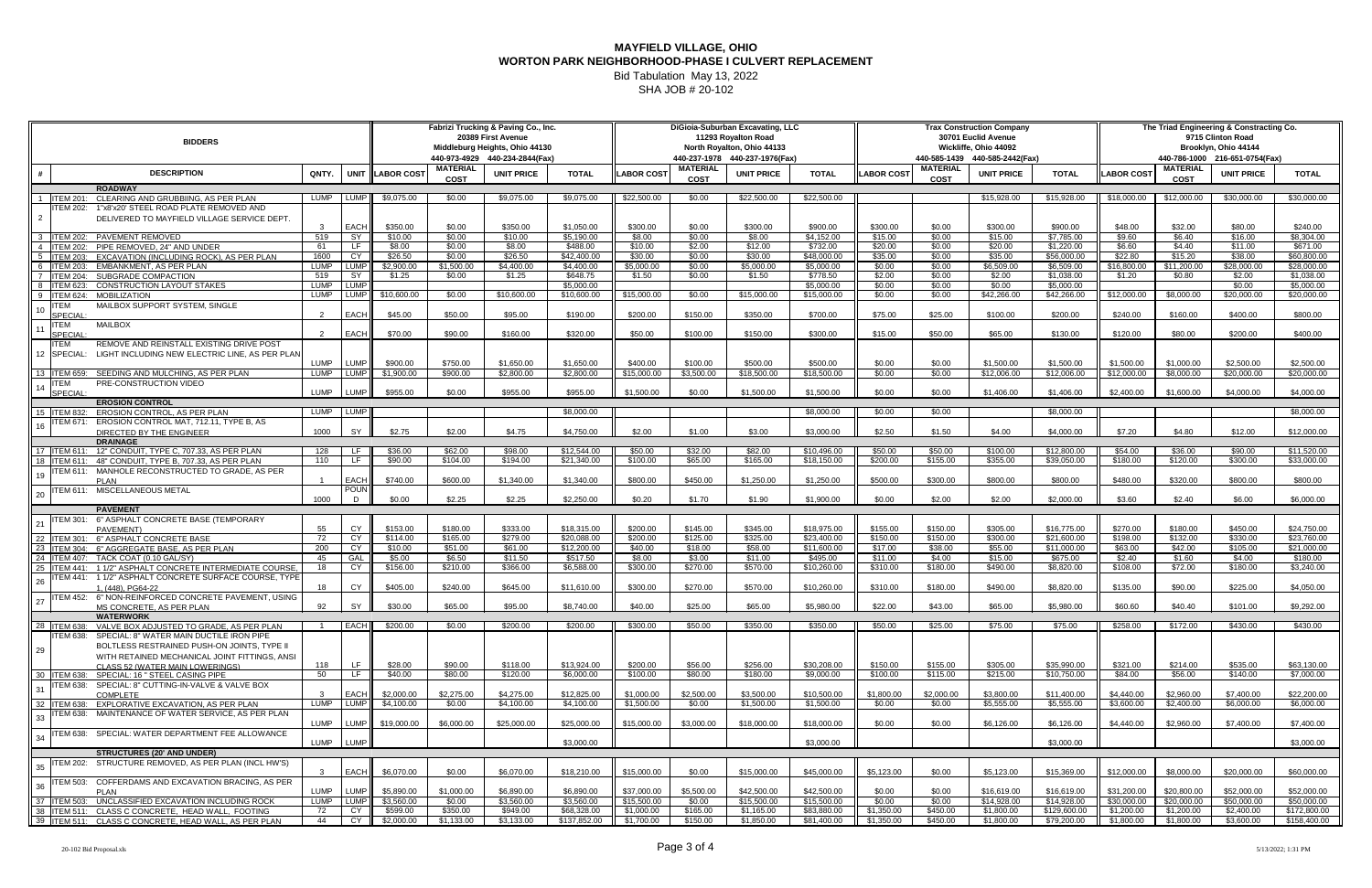# MAYFIELD VILLAGE, OHIO
# WORTON PARK NEIGHBORHOOD-PHASE I CULVERT REPLACEMENT

Bid Tabulation May 13, 2022

SHA JOB # 20-102

| # | BIDDERS | | | Fabrizi Trucking & Paving Co., Inc. 20389 First Avenue Middleburg Heights, Ohio 44130 440-973-4929 440-234-2844(Fax) | | | | DiGioia-Suburban Excavating, LLC 11293 Royalton Road North Royalton, Ohio 44133 440-237-1978 440-237-1976(Fax) | | | | Trax Construction Company 30701 Euclid Avenue Wickliffe, Ohio 44092 440-585-1439 440-585-2442(Fax) | | | | The Triad Engineering & Contracting Co. 9715 Clinton Road Brooklyn, Ohio 44144 440-786-1000 216-651-0754(Fax) | | | |
|---|---|---|---|---|---|---|---|---|---|---|---|---|---|---|---|---|---|---|---|
| # | DESCRIPTION | QNTY. | UNIT | LABOR COST | MATERIAL COST | UNIT PRICE | TOTAL | LABOR COST | MATERIAL COST | UNIT PRICE | TOTAL | LABOR COST | MATERIAL COST | UNIT PRICE | TOTAL | LABOR COST | MATERIAL COST | UNIT PRICE | TOTAL |
| | **ROADWAY** | | | | | | | | | | | | | | | | | | |
| 1 | ITEM 201: CLEARING AND GRUBBIING, AS PER PLAN | LUMP | LUMP | $9,075.00 | $0.00 | $9,075.00 | $9,075.00 | $22,500.00 | $0.00 | $22,500.00 | $22,500.00 | | | $15,928.00 | $15,928.00 | $18,000.00 | $12,000.00 | $30,000.00 | $30,000.00 |
| 2 | ITEM 202: 1"x8'x20' STEEL ROAD PLATE REMOVED AND DELIVERED TO MAYFIELD VILLAGE SERVICE DEPT. | 3 | EACH | $350.00 | $0.00 | $350.00 | $1,050.00 | $300.00 | $0.00 | $300.00 | $900.00 | $300.00 | $0.00 | $300.00 | $900.00 | $48.00 | $32.00 | $80.00 | $240.00 |
| 3 | ITEM 202: PAVEMENT REMOVED | 519 | SY | $10.00 | $0.00 | $10.00 | $5,190.00 | $8.00 | $0.00 | $8.00 | $4,152.00 | $15.00 | $0.00 | $15.00 | $7,785.00 | $9.60 | $6.40 | $16.00 | $8,304.00 |
| 4 | ITEM 202: PIPE REMOVED, 24" AND UNDER | 61 | LF | $8.00 | $0.00 | $8.00 | $488.00 | $10.00 | $2.00 | $12.00 | $732.00 | $20.00 | $0.00 | $20.00 | $1,220.00 | $6.60 | $4.40 | $11.00 | $671.00 |
| 5 | ITEM 203: EXCAVATION (INCLUDING ROCK), AS PER PLAN | 1600 | CY | $26.50 | $0.00 | $26.50 | $42,400.00 | $30.00 | $0.00 | $30.00 | $48,000.00 | $35.00 | $0.00 | $35.00 | $56,000.00 | $22.80 | $15.20 | $38.00 | $60,800.00 |
| 6 | ITEM 203: EMBANKMENT, AS PER PLAN | LUMP | LUMP | $2,900.00 | $1,500.00 | $4,400.00 | $4,400.00 | $5,000.00 | $0.00 | $5,000.00 | $5,000.00 | $0.00 | $0.00 | $6,509.00 | $6,509.00 | $16,800.00 | $11,200.00 | $28,000.00 | $28,000.00 |
| 7 | ITEM 204: SUBGRADE COMPACTION | 519 | SY | $1.25 | $0.00 | $1.25 | $648.75 | $1.50 | $0.00 | $1.50 | $778.50 | $2.00 | $0.00 | $2.00 | $1,038.00 | $1.20 | $0.80 | $2.00 | $1,038.00 |
| 8 | ITEM 623: CONSTRUCTION LAYOUT STAKES | LUMP | LUMP | | | | $5,000.00 | | | | $5,000.00 | $0.00 | $0.00 | $0.00 | $5,000.00 | | | $0.00 | $5,000.00 |
| 9 | ITEM 624: MOBILIZATION | LUMP | LUMP | $10,600.00 | $0.00 | $10,600.00 | $10,600.00 | $15,000.00 | $0.00 | $15,000.00 | $15,000.00 | $0.00 | $0.00 | $42,266.00 | $42,266.00 | $12,000.00 | $8,000.00 | $20,000.00 | $20,000.00 |
| 10 | ITEM SPECIAL: MAILBOX SUPPORT SYSTEM, SINGLE | 2 | EACH | $45.00 | $50.00 | $95.00 | $190.00 | $200.00 | $150.00 | $350.00 | $700.00 | $75.00 | $25.00 | $100.00 | $200.00 | $240.00 | $160.00 | $400.00 | $800.00 |
| 11 | ITEM SPECIAL: MAILBOX | 2 | EACH | $70.00 | $90.00 | $160.00 | $320.00 | $50.00 | $100.00 | $150.00 | $300.00 | $15.00 | $50.00 | $65.00 | $130.00 | $120.00 | $80.00 | $200.00 | $400.00 |
| 12 | ITEM SPECIAL: REMOVE AND REINSTALL EXISTING DRIVE POST LIGHT INCLUDING NEW ELECTRIC LINE, AS PER PLAN | LUMP | LUMP | $900.00 | $750.00 | $1,650.00 | $1,650.00 | $400.00 | $100.00 | $500.00 | $500.00 | $0.00 | $0.00 | $1,500.00 | $1,500.00 | $1,500.00 | $1,000.00 | $2,500.00 | $2,500.00 |
| 13 | ITEM 659: SEEDING AND MULCHING, AS PER PLAN | LUMP | LUMP | $1,900.00 | $900.00 | $2,800.00 | $2,800.00 | $15,000.00 | $3,500.00 | $18,500.00 | $18,500.00 | $0.00 | $0.00 | $12,006.00 | $12,006.00 | $12,000.00 | $8,000.00 | $20,000.00 | $20,000.00 |
| 14 | ITEM SPECIAL: PRE-CONSTRUCTION VIDEO | LUMP | LUMP | $955.00 | $0.00 | $955.00 | $955.00 | $1,500.00 | $0.00 | $1,500.00 | $1,500.00 | $0.00 | $0.00 | $1,406.00 | $1,406.00 | $2,400.00 | $1,600.00 | $4,000.00 | $4,000.00 |
| | **EROSION CONTROL** | | | | | | | | | | | | | | | | | | |
| 15 | ITEM 832: EROSION CONTROL, AS PER PLAN | LUMP | LUMP | | | | $8,000.00 | | | | $8,000.00 | $0.00 | $0.00 | | $8,000.00 | | | | $8,000.00 |
| 16 | ITEM 671: EROSION CONTROL MAT, 712.11, TYPE B, AS DIRECTED BY THE ENGINEER | 1000 | SY | $2.75 | $2.00 | $4.75 | $4,750.00 | $2.00 | $1.00 | $3.00 | $3,000.00 | $2.50 | $1.50 | $4.00 | $4,000.00 | $7.20 | $4.80 | $12.00 | $12,000.00 |
| | **DRAINAGE** | | | | | | | | | | | | | | | | | | |
| 17 | ITEM 611: 12" CONDUIT, TYPE C, 707.33, AS PER PLAN | 128 | LF | $36.00 | $62.00 | $98.00 | $12,544.00 | $50.00 | $32.00 | $82.00 | $10,496.00 | $50.00 | $50.00 | $100.00 | $12,800.00 | $54.00 | $36.00 | $90.00 | $11,520.00 |
| 18 | ITEM 611: 48" CONDUIT, TYPE B, 707.33, AS PER PLAN | 110 | LF | $90.00 | $104.00 | $194.00 | $21,340.00 | $100.00 | $65.00 | $165.00 | $18,150.00 | $200.00 | $155.00 | $355.00 | $39,050.00 | $180.00 | $120.00 | $300.00 | $33,000.00 |
| 19 | ITEM 611: MANHOLE RECONSTRUCTED TO GRADE, AS PER PLAN | 1 | EACH | $740.00 | $600.00 | $1,340.00 | $1,340.00 | $800.00 | $450.00 | $1,250.00 | $1,250.00 | $500.00 | $300.00 | $800.00 | $800.00 | $480.00 | $320.00 | $800.00 | $800.00 |
| 20 | ITEM 611: MISCELLANEOUS METAL | 1000 | POUND | $0.00 | $2.25 | $2.25 | $2,250.00 | $0.20 | $1.70 | $1.90 | $1,900.00 | $0.00 | $2.00 | $2.00 | $2,000.00 | $3.60 | $2.40 | $6.00 | $6,000.00 |
| | **PAVEMENT** | | | | | | | | | | | | | | | | | | |
| 21 | ITEM 301: 6" ASPHALT CONCRETE BASE (TEMPORARY PAVEMENT) | 55 | CY | $153.00 | $180.00 | $333.00 | $18,315.00 | $200.00 | $145.00 | $345.00 | $18,975.00 | $155.00 | $150.00 | $305.00 | $16,775.00 | $270.00 | $180.00 | $450.00 | $24,750.00 |
| 22 | ITEM 301: 6" ASPHALT CONCRETE BASE | 72 | CY | $114.00 | $165.00 | $279.00 | $20,088.00 | $200.00 | $125.00 | $325.00 | $23,400.00 | $150.00 | $150.00 | $300.00 | $21,600.00 | $198.00 | $132.00 | $330.00 | $23,760.00 |
| 23 | ITEM 304: 6" AGGREGATE BASE, AS PER PLAN | 200 | CY | $10.00 | $51.00 | $61.00 | $12,200.00 | $40.00 | $18.00 | $58.00 | $11,600.00 | $17.00 | $38.00 | $55.00 | $11,000.00 | $63.00 | $42.00 | $105.00 | $21,000.00 |
| 24 | ITEM 407: TACK COAT (0.10 GAL/SY) | 45 | GAL | $5.00 | $6.50 | $11.50 | $517.50 | $8.00 | $3.00 | $11.00 | $495.00 | $11.00 | $4.00 | $15.00 | $675.00 | $2.40 | $1.60 | $4.00 | $180.00 |
| 25 | ITEM 441: 1 1/2" ASPHALT CONCRETE INTERMEDIATE COURSE, | 18 | CY | $156.00 | $210.00 | $366.00 | $6,588.00 | $300.00 | $270.00 | $570.00 | $10,260.00 | $310.00 | $180.00 | $490.00 | $8,820.00 | $108.00 | $72.00 | $180.00 | $3,240.00 |
| 26 | ITEM 441: 1 1/2" ASPHALT CONCRETE SURFACE COURSE, TYPE 1, (448), PG64-22 | 18 | CY | $405.00 | $240.00 | $645.00 | $11,610.00 | $300.00 | $270.00 | $570.00 | $10,260.00 | $310.00 | $180.00 | $490.00 | $8,820.00 | $135.00 | $90.00 | $225.00 | $4,050.00 |
| 27 | ITEM 452: 6" NON-REINFORCED CONCRETE PAVEMENT, USING MS CONCRETE, AS PER PLAN | 92 | SY | $30.00 | $65.00 | $95.00 | $8,740.00 | $40.00 | $25.00 | $65.00 | $5,980.00 | $22.00 | $43.00 | $65.00 | $5,980.00 | $60.60 | $40.40 | $101.00 | $9,292.00 |
| | **WATERWORK** | | | | | | | | | | | | | | | | | | |
| 28 | ITEM 638: VALVE BOX ADJUSTED TO GRADE, AS PER PLAN | 1 | EACH | $200.00 | $0.00 | $200.00 | $200.00 | $300.00 | $50.00 | $350.00 | $350.00 | $50.00 | $25.00 | $75.00 | $75.00 | $258.00 | $172.00 | $430.00 | $430.00 |
| 29 | ITEM 638: SPECIAL: 8" WATER MAIN DUCTILE IRON PIPE BOLTLESS RESTRAINED PUSH-ON JOINTS, TYPE II WITH RETAINED MECHANICAL JOINT FITTINGS, ANSI CLASS 52 (WATER MAIN LOWERINGS) | 118 | LF | $28.00 | $90.00 | $118.00 | $13,924.00 | $200.00 | $56.00 | $256.00 | $30,208.00 | $150.00 | $155.00 | $305.00 | $35,990.00 | $321.00 | $214.00 | $535.00 | $63,130.00 |
| 30 | ITEM 638: SPECIAL: 16 " STEEL CASING PIPE | 50 | LF | $40.00 | $80.00 | $120.00 | $6,000.00 | $100.00 | $80.00 | $180.00 | $9,000.00 | $100.00 | $115.00 | $215.00 | $10,750.00 | $84.00 | $56.00 | $140.00 | $7,000.00 |
| 31 | ITEM 638: SPECIAL: 8" CUTTING-IN-VALVE & VALVE BOX COMPLETE | 3 | EACH | $2,000.00 | $2,275.00 | $4,275.00 | $12,825.00 | $1,000.00 | $2,500.00 | $3,500.00 | $10,500.00 | $1,800.00 | $2,000.00 | $3,800.00 | $11,400.00 | $4,440.00 | $2,960.00 | $7,400.00 | $22,200.00 |
| 32 | ITEM 638: EXPLORATIVE EXCAVATION, AS PER PLAN | LUMP | LUMP | $4,100.00 | $0.00 | $4,100.00 | $4,100.00 | $1,500.00 | $0.00 | $1,500.00 | $1,500.00 | $0.00 | $0.00 | $5,555.00 | $5,555.00 | $3,600.00 | $2,400.00 | $6,000.00 | $6,000.00 |
| 33 | ITEM 638: MAINTENANCE OF WATER SERVICE, AS PER PLAN | LUMP | LUMP | $19,000.00 | $6,000.00 | $25,000.00 | $25,000.00 | $15,000.00 | $3,000.00 | $18,000.00 | $18,000.00 | $0.00 | $0.00 | $6,126.00 | $6,126.00 | $4,440.00 | $2,960.00 | $7,400.00 | $7,400.00 |
| 34 | ITEM 638: SPECIAL: WATER DEPARTMENT FEE ALLOWANCE | LUMP | LUMP | | | | $3,000.00 | | | | $3,000.00 | | | | $3,000.00 | | | | $3,000.00 |
| | **STRUCTURES (20' AND UNDER)** | | | | | | | | | | | | | | | | | | |
| 35 | ITEM 202: STRUCTURE REMOVED, AS PER PLAN (INCL HW'S) | 3 | EACH | $6,070.00 | $0.00 | $6,070.00 | $18,210.00 | $15,000.00 | $0.00 | $15,000.00 | $45,000.00 | $5,123.00 | $0.00 | $5,123.00 | $15,369.00 | $12,000.00 | $8,000.00 | $20,000.00 | $60,000.00 |
| 36 | ITEM 503: COFFERDAMS AND EXCAVATION BRACING, AS PER PLAN | LUMP | LUMP | $5,890.00 | $1,000.00 | $6,890.00 | $6,890.00 | $37,000.00 | $5,500.00 | $42,500.00 | $42,500.00 | $0.00 | $0.00 | $16,619.00 | $16,619.00 | $31,200.00 | $20,800.00 | $52,000.00 | $52,000.00 |
| 37 | ITEM 503: UNCLASSIFIED EXCAVATION INCLUDING ROCK | LUMP | LUMP | $3,560.00 | $0.00 | $3,560.00 | $3,560.00 | $15,500.00 | $0.00 | $15,500.00 | $15,500.00 | $0.00 | $0.00 | $14,928.00 | $14,928.00 | $30,000.00 | $20,000.00 | $50,000.00 | $50,000.00 |
| 38 | ITEM 511: CLASS C CONCRETE, HEAD WALL, FOOTING | 72 | CY | $599.00 | $350.00 | $949.00 | $68,328.00 | $1,000.00 | $165.00 | $1,165.00 | $83,880.00 | $1,350.00 | $450.00 | $1,800.00 | $129,600.00 | $1,200.00 | $1,200.00 | $2,400.00 | $172,800.00 |
| 39 | ITEM 511: CLASS C CONCRETE, HEAD WALL, AS PER PLAN | 44 | CY | $2,000.00 | $1,133.00 | $3,133.00 | $137,852.00 | $1,700.00 | $150.00 | $1,850.00 | $81,400.00 | $1,350.00 | $450.00 | $1,800.00 | $79,200.00 | $1,800.00 | $1,800.00 | $3,600.00 | $158,400.00 |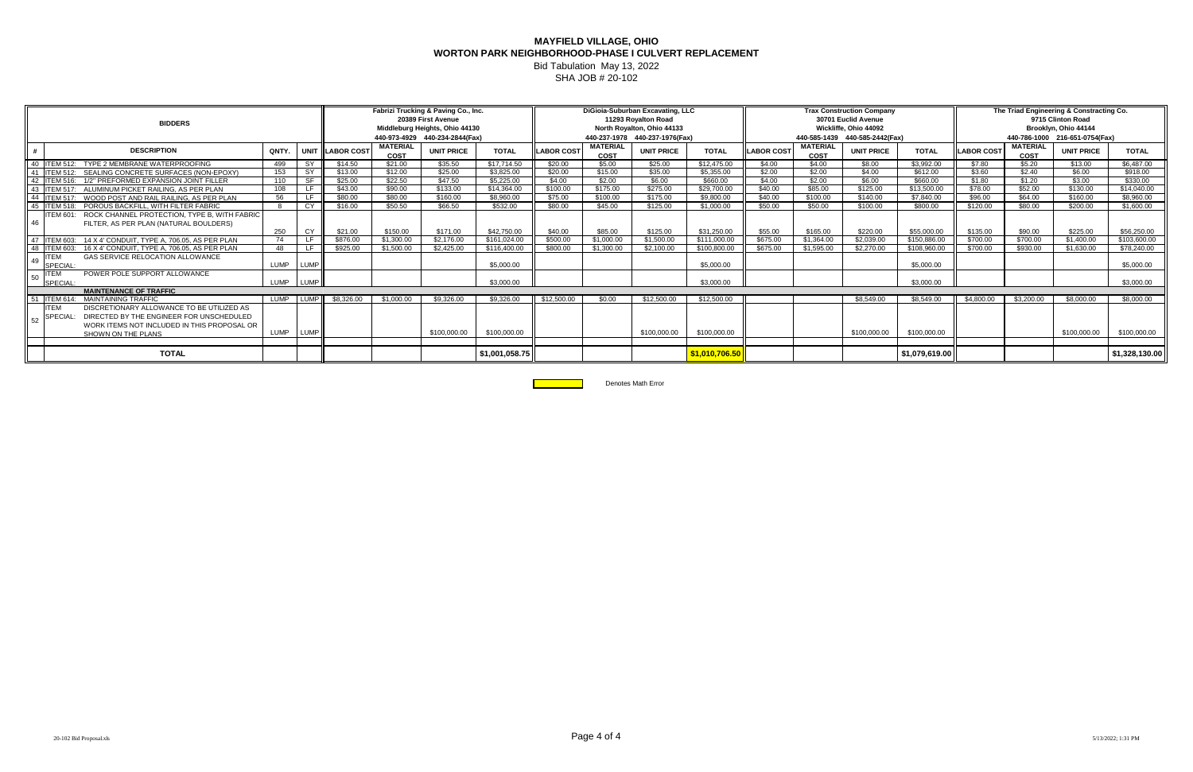# MAYFIELD VILLAGE, OHIO
## WORTON PARK NEIGHBORHOOD-PHASE I CULVERT REPLACEMENT
Bid Tabulation May 13, 2022
SHA JOB # 20-102

| BIDDERS | | | | Fabrizi Trucking & Paving Co., Inc. 20389 First Avenue Middleburg Heights, Ohio 44130 440-973-4929 440-234-2844(Fax) | | | | DiGioia-Suburban Excavating, LLC 11293 Royalton Road North Royalton, Ohio 44133 440-237-1978 440-237-1976(Fax) | | | | Trax Construction Company 30701 Euclid Avenue Wickliffe, Ohio 44092 440-585-1439 440-585-2442(Fax) | | | | The Triad Engineering & Constracting Co. 9715 Clinton Road Brooklyn, Ohio 44144 440-786-1000 216-651-0754(Fax) | | | |
|---|---|---|---|---|---|---|---|---|---|---|---|---|---|---|---|---|---|---|---|
| # | DESCRIPTION | QNTY. | UNIT | LABOR COST | MATERIAL COST | UNIT PRICE | TOTAL | LABOR COST | MATERIAL COST | UNIT PRICE | TOTAL | LABOR COST | MATERIAL COST | UNIT PRICE | TOTAL | LABOR COST | MATERIAL COST | UNIT PRICE | TOTAL |
| 40 | ITEM 512: TYPE 2 MEMBRANE WATERPROOFING | 499 | SY | $14.50 | $21.00 | $35.50 | $17,714.50 | $20.00 | $5.00 | $25.00 | $12,475.00 | $4.00 | $4.00 | $8.00 | $3,992.00 | $7.80 | $5.20 | $13.00 | $6,487.00 |
| 41 | ITEM 512: SEALING CONCRETE SURFACES (NON-EPOXY) | 153 | SY | $13.00 | $12.00 | $25.00 | $3,825.00 | $20.00 | $15.00 | $35.00 | $5,355.00 | $2.00 | $2.00 | $4.00 | $612.00 | $3.60 | $2.40 | $6.00 | $918.00 |
| 42 | ITEM 516: 1/2" PREFORMED EXPANSION JOINT FILLER | 110 | SF | $25.00 | $22.50 | $47.50 | $5,225.00 | $4.00 | $2.00 | $6.00 | $660.00 | $4.00 | $2.00 | $6.00 | $660.00 | $1.80 | $1.20 | $3.00 | $330.00 |
| 43 | ITEM 517: ALUMINUM PICKET RAILING, AS PER PLAN | 108 | LF | $43.00 | $90.00 | $133.00 | $14,364.00 | $100.00 | $175.00 | $275.00 | $29,700.00 | $40.00 | $85.00 | $125.00 | $13,500.00 | $78.00 | $52.00 | $130.00 | $14,040.00 |
| 44 | ITEM 517: WOOD POST AND RAIL RAILING, AS PER PLAN | 56 | LF | $80.00 | $80.00 | $160.00 | $8,960.00 | $75.00 | $100.00 | $175.00 | $9,800.00 | $40.00 | $100.00 | $140.00 | $7,840.00 | $96.00 | $64.00 | $160.00 | $8,960.00 |
| 45 | ITEM 518: POROUS BACKFILL, WITH FILTER FABRIC | 8 | CY | $16.00 | $50.50 | $66.50 | $532.00 | $80.00 | $45.00 | $125.00 | $1,000.00 | $50.00 | $50.00 | $100.00 | $800.00 | $120.00 | $80.00 | $200.00 | $1,600.00 |
| 46 | ITEM 601: ROCK CHANNEL PROTECTION, TYPE B, WITH FABRIC FILTER, AS PER PLAN (NATURAL BOULDERS) | 250 | CY | $21.00 | $150.00 | $171.00 | $42,750.00 | $40.00 | $85.00 | $125.00 | $31,250.00 | $55.00 | $165.00 | $220.00 | $55,000.00 | $135.00 | $90.00 | $225.00 | $56,250.00 |
| 47 | ITEM 603: 14 X 4' CONDUIT, TYPE A, 706.05, AS PER PLAN | 74 | LF | $876.00 | $1,300.00 | $2,176.00 | $161,024.00 | $500.00 | $1,000.00 | $1,500.00 | $111,000.00 | $675.00 | $1,364.00 | $2,039.00 | $150,886.00 | $700.00 | $700.00 | $1,400.00 | $103,600.00 |
| 48 | ITEM 603: 16 X 4' CONDUIT, TYPE A, 706.05, AS PER PLAN | 48 | LF | $925.00 | $1,500.00 | $2,425.00 | $116,400.00 | $800.00 | $1,300.00 | $2,100.00 | $100,800.00 | $675.00 | $1,595.00 | $2,270.00 | $108,960.00 | $700.00 | $930.00 | $1,630.00 | $78,240.00 |
| 49 | ITEM SPECIAL: GAS SERVICE RELOCATION ALLOWANCE | LUMP | LUMP | | | | $5,000.00 | | | | $5,000.00 | | | | $5,000.00 | | | | $5,000.00 |
| 50 | ITEM SPECIAL: POWER POLE SUPPORT ALLOWANCE | LUMP | LUMP | | | | $3,000.00 | | | | $3,000.00 | | | | $3,000.00 | | | | $3,000.00 |
| | **MAINTENANCE OF TRAFFIC** | | | | | | | | | | | | | | | | | | |
| 51 | ITEM 614: MAINTAINING TRAFFIC | LUMP | LUMP | $8,326.00 | $1,000.00 | $9,326.00 | $9,326.00 | $12,500.00 | $0.00 | $12,500.00 | $12,500.00 | | | $8,549.00 | $8,549.00 | $4,800.00 | $3,200.00 | $8,000.00 | $8,000.00 |
| 52 | ITEM SPECIAL: DISCRETIONARY ALLOWANCE TO BE UTILIZED AS DIRECTED BY THE ENGINEER FOR UNSCHEDULED WORK ITEMS NOT INCLUDED IN THIS PROPOSAL OR SHOWN ON THE PLANS | LUMP | LUMP | | | $100,000.00 | $100,000.00 | | | $100,000.00 | $100,000.00 | | | $100,000.00 | $100,000.00 | | | $100,000.00 | $100,000.00 |
| | **TOTAL** | | | | | | $1,001,058.75 | | | | $1,010,706.50 | | | | $1,079,619.00 | | | | $1,328,130.00 |

Denotes Math Error